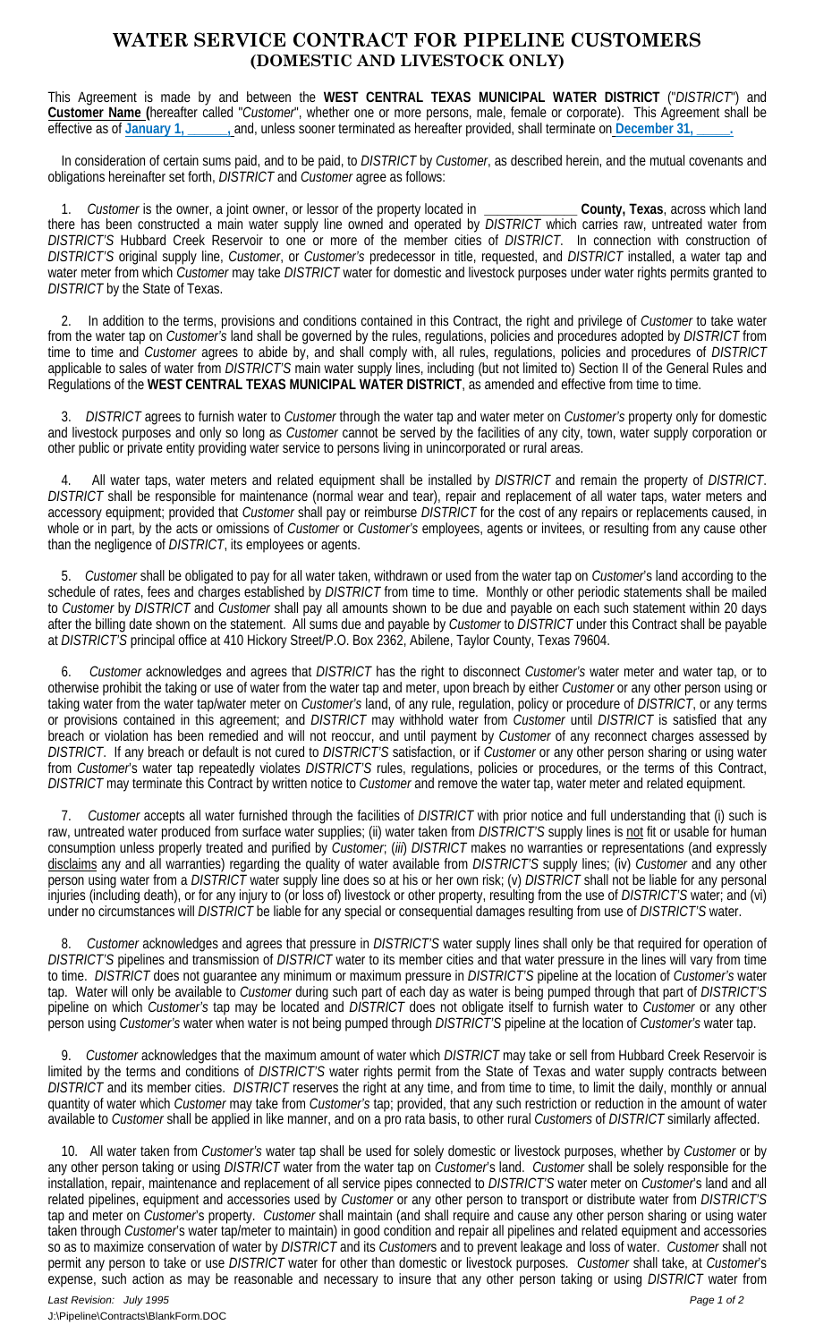# WATER SERVICE CONTRACT FOR PIPELINE CUSTOMERS
## (DOMESTIC AND LIVESTOCK ONLY)

This Agreement is made by and between the **WEST CENTRAL TEXAS MUNICIPAL WATER DISTRICT** ("*DISTRICT*") and **Customer Name (**hereafter called "*Customer*", whether one or more persons, male, female or corporate). This Agreement shall be effective as of **January 1, ______,** and, unless sooner terminated as hereafter provided, shall terminate on **December 31, _____.**

In consideration of certain sums paid, and to be paid, to *DISTRICT* by *Customer*, as described herein, and the mutual covenants and obligations hereinafter set forth, *DISTRICT* and *Customer* agree as follows:

1. *Customer* is the owner, a joint owner, or lessor of the property located in _____________ **County, Texas**, across which land there has been constructed a main water supply line owned and operated by *DISTRICT* which carries raw, untreated water from *DISTRICT'S* Hubbard Creek Reservoir to one or more of the member cities of *DISTRICT*. In connection with construction of *DISTRICT'S* original supply line, *Customer*, or *Customer's* predecessor in title, requested, and *DISTRICT* installed, a water tap and water meter from which *Customer* may take *DISTRICT* water for domestic and livestock purposes under water rights permits granted to *DISTRICT* by the State of Texas.

2. In addition to the terms, provisions and conditions contained in this Contract, the right and privilege of *Customer* to take water from the water tap on *Customer's* land shall be governed by the rules, regulations, policies and procedures adopted by *DISTRICT* from time to time and *Customer* agrees to abide by, and shall comply with, all rules, regulations, policies and procedures of *DISTRICT* applicable to sales of water from *DISTRICT'S* main water supply lines, including (but not limited to) Section II of the General Rules and Regulations of the **WEST CENTRAL TEXAS MUNICIPAL WATER DISTRICT**, as amended and effective from time to time.

3. *DISTRICT* agrees to furnish water to *Customer* through the water tap and water meter on *Customer's* property only for domestic and livestock purposes and only so long as *Customer* cannot be served by the facilities of any city, town, water supply corporation or other public or private entity providing water service to persons living in unincorporated or rural areas.

4. All water taps, water meters and related equipment shall be installed by *DISTRICT* and remain the property of *DISTRICT*. *DISTRICT* shall be responsible for maintenance (normal wear and tear), repair and replacement of all water taps, water meters and accessory equipment; provided that *Customer* shall pay or reimburse *DISTRICT* for the cost of any repairs or replacements caused, in whole or in part, by the acts or omissions of *Customer* or *Customer's* employees, agents or invitees, or resulting from any cause other than the negligence of *DISTRICT*, its employees or agents.

5. *Customer* shall be obligated to pay for all water taken, withdrawn or used from the water tap on *Customer*'s land according to the schedule of rates, fees and charges established by *DISTRICT* from time to time. Monthly or other periodic statements shall be mailed to *Customer* by *DISTRICT* and *Customer* shall pay all amounts shown to be due and payable on each such statement within 20 days after the billing date shown on the statement. All sums due and payable by *Customer* to *DISTRICT* under this Contract shall be payable at *DISTRICT'S* principal office at 410 Hickory Street/P.O. Box 2362, Abilene, Taylor County, Texas 79604.

6. *Customer* acknowledges and agrees that *DISTRICT* has the right to disconnect *Customer's* water meter and water tap, or to otherwise prohibit the taking or use of water from the water tap and meter, upon breach by either *Customer* or any other person using or taking water from the water tap/water meter on *Customer's* land, of any rule, regulation, policy or procedure of *DISTRICT*, or any terms or provisions contained in this agreement; and *DISTRICT* may withhold water from *Customer* until *DISTRICT* is satisfied that any breach or violation has been remedied and will not reoccur, and until payment by *Customer* of any reconnect charges assessed by *DISTRICT*. If any breach or default is not cured to *DISTRICT'S* satisfaction, or if *Customer* or any other person sharing or using water from *Customer*'s water tap repeatedly violates *DISTRICT'S* rules, regulations, policies or procedures, or the terms of this Contract, *DISTRICT* may terminate this Contract by written notice to *Customer* and remove the water tap, water meter and related equipment.

7. *Customer* accepts all water furnished through the facilities of *DISTRICT* with prior notice and full understanding that (i) such is raw, untreated water produced from surface water supplies; (ii) water taken from *DISTRICT'S* supply lines is not fit or usable for human consumption unless properly treated and purified by *Customer*; (*iii*) *DISTRICT* makes no warranties or representations (and expressly disclaims any and all warranties) regarding the quality of water available from *DISTRICT'S* supply lines; (iv) *Customer* and any other person using water from a *DISTRICT* water supply line does so at his or her own risk; (v) *DISTRICT* shall not be liable for any personal injuries (including death), or for any injury to (or loss of) livestock or other property, resulting from the use of *DISTRICT'S* water; and (vi) under no circumstances will *DISTRICT* be liable for any special or consequential damages resulting from use of *DISTRICT'S* water.

8. *Customer* acknowledges and agrees that pressure in *DISTRICT'S* water supply lines shall only be that required for operation of *DISTRICT'S* pipelines and transmission of *DISTRICT* water to its member cities and that water pressure in the lines will vary from time to time. *DISTRICT* does not guarantee any minimum or maximum pressure in *DISTRICT'S* pipeline at the location of *Customer's* water tap. Water will only be available to *Customer* during such part of each day as water is being pumped through that part of *DISTRICT'S* pipeline on which *Customer's* tap may be located and *DISTRICT* does not obligate itself to furnish water to *Customer* or any other person using *Customer's* water when water is not being pumped through *DISTRICT'S* pipeline at the location of *Customer's* water tap.

9. *Customer* acknowledges that the maximum amount of water which *DISTRICT* may take or sell from Hubbard Creek Reservoir is limited by the terms and conditions of *DISTRICT'S* water rights permit from the State of Texas and water supply contracts between *DISTRICT* and its member cities. *DISTRICT* reserves the right at any time, and from time to time, to limit the daily, monthly or annual quantity of water which *Customer* may take from *Customer's* tap; provided, that any such restriction or reduction in the amount of water available to *Customer* shall be applied in like manner, and on a pro rata basis, to other rural *Customers* of *DISTRICT* similarly affected.

10. All water taken from *Customer's* water tap shall be used for solely domestic or livestock purposes, whether by *Customer* or by any other person taking or using *DISTRICT* water from the water tap on *Customer*'s land. *Customer* shall be solely responsible for the installation, repair, maintenance and replacement of all service pipes connected to *DISTRICT'S* water meter on *Customer*'s land and all related pipelines, equipment and accessories used by *Customer* or any other person to transport or distribute water from *DISTRICT'S* tap and meter on *Customer*'s property. *Customer* shall maintain (and shall require and cause any other person sharing or using water taken through *Customer*'s water tap/meter to maintain) in good condition and repair all pipelines and related equipment and accessories so as to maximize conservation of water by *DISTRICT* and its *Customer*s and to prevent leakage and loss of water. *Customer* shall not permit any person to take or use *DISTRICT* water for other than domestic or livestock purposes. *Customer* shall take, at *Customer*'s expense, such action as may be reasonable and necessary to insure that any other person taking or using *DISTRICT* water from

*Last Revision: July 1995*
J:\Pipeline\Contracts\BlankForm.DOC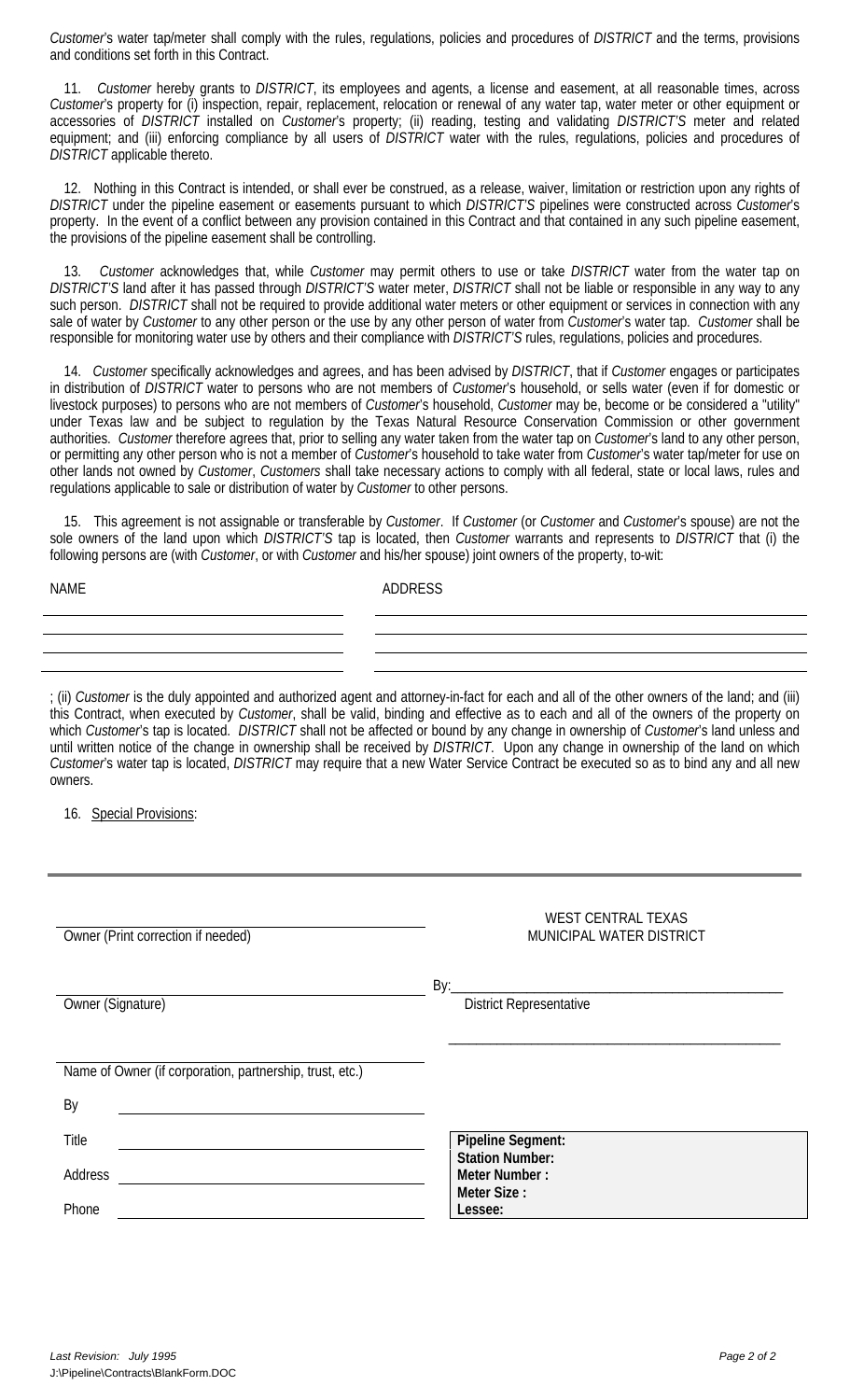*Customer*'s water tap/meter shall comply with the rules, regulations, policies and procedures of *DISTRICT* and the terms, provisions and conditions set forth in this Contract.

11. *Customer* hereby grants to *DISTRICT*, its employees and agents, a license and easement, at all reasonable times, across *Customer*'s property for (i) inspection, repair, replacement, relocation or renewal of any water tap, water meter or other equipment or accessories of *DISTRICT* installed on *Customer*'s property; (ii) reading, testing and validating *DISTRICT'S* meter and related equipment; and (iii) enforcing compliance by all users of *DISTRICT* water with the rules, regulations, policies and procedures of *DISTRICT* applicable thereto.

12. Nothing in this Contract is intended, or shall ever be construed, as a release, waiver, limitation or restriction upon any rights of *DISTRICT* under the pipeline easement or easements pursuant to which *DISTRICT'S* pipelines were constructed across *Customer*'s property. In the event of a conflict between any provision contained in this Contract and that contained in any such pipeline easement, the provisions of the pipeline easement shall be controlling.

13. *Customer* acknowledges that, while *Customer* may permit others to use or take *DISTRICT* water from the water tap on *DISTRICT'S* land after it has passed through *DISTRICT'S* water meter, *DISTRICT* shall not be liable or responsible in any way to any such person. *DISTRICT* shall not be required to provide additional water meters or other equipment or services in connection with any sale of water by *Customer* to any other person or the use by any other person of water from *Customer*'s water tap. *Customer* shall be responsible for monitoring water use by others and their compliance with *DISTRICT'S* rules, regulations, policies and procedures.

14. *Customer* specifically acknowledges and agrees, and has been advised by *DISTRICT*, that if *Customer* engages or participates in distribution of *DISTRICT* water to persons who are not members of *Customer*'s household, or sells water (even if for domestic or livestock purposes) to persons who are not members of *Customer*'s household, *Customer* may be, become or be considered a "utility" under Texas law and be subject to regulation by the Texas Natural Resource Conservation Commission or other government authorities. *Customer* therefore agrees that, prior to selling any water taken from the water tap on *Customer*'s land to any other person, or permitting any other person who is not a member of *Customer*'s household to take water from *Customer*'s water tap/meter for use on other lands not owned by *Customer*, *Customers* shall take necessary actions to comply with all federal, state or local laws, rules and regulations applicable to sale or distribution of water by *Customer* to other persons.

15. This agreement is not assignable or transferable by *Customer*. If *Customer* (or *Customer* and *Customer*'s spouse) are not the sole owners of the land upon which *DISTRICT'S* tap is located, then *Customer* warrants and represents to *DISTRICT* that (i) the following persons are (with *Customer*, or with *Customer* and his/her spouse) joint owners of the property, to-wit:

| NAME | ADDRESS |
| --- | --- |
| | |
| | |
| | |

; (ii) *Customer* is the duly appointed and authorized agent and attorney-in-fact for each and all of the other owners of the land; and (iii) this Contract, when executed by *Customer*, shall be valid, binding and effective as to each and all of the owners of the property on which *Customer*'s tap is located. *DISTRICT* shall not be affected or bound by any change in ownership of *Customer*'s land unless and until written notice of the change in ownership shall be received by *DISTRICT*. Upon any change in ownership of the land on which *Customer*'s water tap is located, *DISTRICT* may require that a new Water Service Contract be executed so as to bind any and all new owners.

16. Special Provisions:

---

______________________________
Owner (Print correction if needed)

WEST CENTRAL TEXAS
MUNICIPAL WATER DISTRICT

______________________________
Owner (Signature)

By:______________________________
District Representative

______________________________

______________________________
Name of Owner (if corporation, partnership, trust, etc.)

By ______________________________

Title ______________________________

Address ______________________________

Phone ______________________________

**Pipeline Segment:**
**Station Number:**
**Meter Number :**
**Meter Size :**
**Lessee:**

*Last Revision: July 1995*
J:\Pipeline\Contracts\BlankForm.DOC